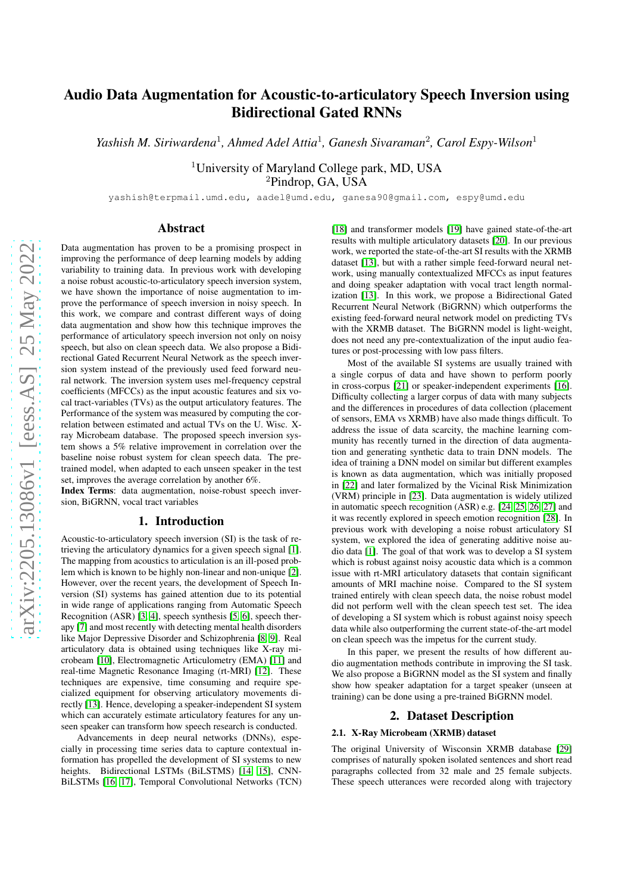# Audio Data Augmentation for Acoustic-to-articulatory Speech Inversion using Bidirectional Gated RNNs

*Yashish M. Siriwardena*[1], *Ahmed Adel Attia*[1], *Ganesh Sivaraman*[2], *Carol Espy-Wilson*[1]

[1]University of Maryland College park, MD, USA
[2]Pindrop, GA, USA

yashish@terpmail.umd.edu, aadel@umd.edu, ganesa90@gmail.com, espy@umd.edu

## Abstract

Data augmentation has proven to be a promising prospect in improving the performance of deep learning models by adding variability to training data. In previous work with developing a noise robust acoustic-to-articulatory speech inversion system, we have shown the importance of noise augmentation to improve the performance of speech inversion in noisy speech. In this work, we compare and contrast different ways of doing data augmentation and show how this technique improves the performance of articulatory speech inversion not only on noisy speech, but also on clean speech data. We also propose a Bidirectional Gated Recurrent Neural Network as the speech inversion system instead of the previously used feed forward neural network. The inversion system uses mel-frequency cepstral coefficients (MFCCs) as the input acoustic features and six vocal tract-variables (TVs) as the output articulatory features. The Performance of the system was measured by computing the correlation between estimated and actual TVs on the U. Wisc. X-ray Microbeam database. The proposed speech inversion system shows a 5% relative improvement in correlation over the baseline noise robust system for clean speech data. The pre-trained model, when adapted to each unseen speaker in the test set, improves the average correlation by another 6%.

**Index Terms**: data augmentation, noise-robust speech inversion, BiGRNN, vocal tract variables

## 1. Introduction

Acoustic-to-articulatory speech inversion (SI) is the task of retrieving the articulatory dynamics for a given speech signal [1]. The mapping from acoustics to articulation is an ill-posed problem which is known to be highly non-linear and non-unique [2]. However, over the recent years, the development of Speech Inversion (SI) systems has gained attention due to its potential in wide range of applications ranging from Automatic Speech Recognition (ASR) [3, 4], speech synthesis [5, 6], speech therapy [7] and most recently with detecting mental health disorders like Major Depressive Disorder and Schizophrenia [8, 9]. Real articulatory data is obtained using techniques like X-ray microbeam [10], Electromagnetic Articulometry (EMA) [11] and real-time Magnetic Resonance Imaging (rt-MRI) [12]. These techniques are expensive, time consuming and require specialized equipment for observing articulatory movements directly [13]. Hence, developing a speaker-independent SI system which can accurately estimate articulatory features for any unseen speaker can transform how speech research is conducted.

Advancements in deep neural networks (DNNs), especially in processing time series data to capture contextual information has propelled the development of SI systems to new heights. Bidirectional LSTMs (BiLSTMS) [14, 15], CNN-BiLSTMs [16, 17], Temporal Convolutional Networks (TCN) [18] and transformer models [19] have gained state-of-the-art results with multiple articulatory datasets [20]. In our previous work, we reported the state-of-the-art SI results with the XRMB dataset [13], but with a rather simple feed-forward neural network, using manually contextualized MFCCs as input features and doing speaker adaptation with vocal tract length normalization [13]. In this work, we propose a Bidirectional Gated Recurrent Neural Network (BiGRNN) which outperforms the existing feed-forward neural network model on predicting TVs with the XRMB dataset. The BiGRNN model is light-weight, does not need any pre-contextualization of the input audio features or post-processing with low pass filters.

Most of the available SI systems are usually trained with a single corpus of data and have shown to perform poorly in cross-corpus [21] or speaker-independent experiments [16]. Difficulty collecting a larger corpus of data with many subjects and the differences in procedures of data collection (placement of sensors, EMA vs XRMB) have also made things difficult. To address the issue of data scarcity, the machine learning community has recently turned in the direction of data augmentation and generating synthetic data to train DNN models. The idea of training a DNN model on similar but different examples is known as data augmentation, which was initially proposed in [22] and later formalized by the Vicinal Risk Minimization (VRM) principle in [23]. Data augmentation is widely utilized in automatic speech recognition (ASR) e.g. [24, 25, 26, 27] and it was recently explored in speech emotion recognition [28]. In previous work with developing a noise robust articulatory SI system, we explored the idea of generating additive noise audio data [1]. The goal of that work was to develop a SI system which is robust against noisy acoustic data which is a common issue with rt-MRI articulatory datasets that contain significant amounts of MRI machine noise. Compared to the SI system trained entirely with clean speech data, the noise robust model did not perform well with the clean speech test set. The idea of developing a SI system which is robust against noisy speech data while also outperforming the current state-of-the-art model on clean speech was the impetus for the current study.

In this paper, we present the results of how different audio augmentation methods contribute in improving the SI task. We also propose a BiGRNN model as the SI system and finally show how speaker adaptation for a target speaker (unseen at training) can be done using a pre-trained BiGRNN model.

## 2. Dataset Description

### 2.1. X-Ray Microbeam (XRMB) dataset

The original University of Wisconsin XRMB database [29] comprises of naturally spoken isolated sentences and short read paragraphs collected from 32 male and 25 female subjects. These speech utterances were recorded along with trajectory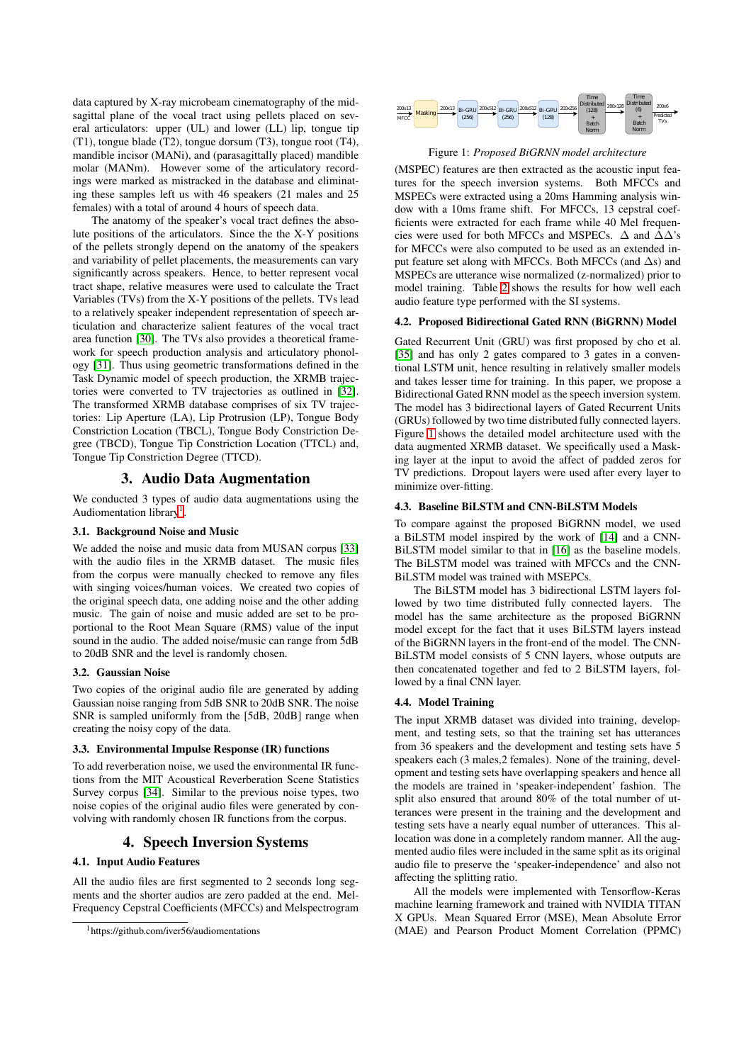data captured by X-ray microbeam cinematography of the midsagittal plane of the vocal tract using pellets placed on several articulators: upper (UL) and lower (LL) lip, tongue tip (T1), tongue blade (T2), tongue dorsum (T3), tongue root (T4), mandible incisor (MANi), and (parasagittally placed) mandible molar (MANm). However some of the articulatory recordings were marked as mistracked in the database and eliminating these samples left us with 46 speakers (21 males and 25 females) with a total of around 4 hours of speech data.

The anatomy of the speaker's vocal tract defines the absolute positions of the articulators. Since the the X-Y positions of the pellets strongly depend on the anatomy of the speakers and variability of pellet placements, the measurements can vary significantly across speakers. Hence, to better represent vocal tract shape, relative measures were used to calculate the Tract Variables (TVs) from the X-Y positions of the pellets. TVs lead to a relatively speaker independent representation of speech articulation and characterize salient features of the vocal tract area function [30]. The TVs also provides a theoretical framework for speech production analysis and articulatory phonology [31]. Thus using geometric transformations defined in the Task Dynamic model of speech production, the XRMB trajectories were converted to TV trajectories as outlined in [32]. The transformed XRMB database comprises of six TV trajectories: Lip Aperture (LA), Lip Protrusion (LP), Tongue Body Constriction Location (TBCL), Tongue Body Constriction Degree (TBCD), Tongue Tip Constriction Location (TTCL) and, Tongue Tip Constriction Degree (TTCD).

## 3. Audio Data Augmentation

We conducted 3 types of audio data augmentations using the Audiomentation library[1].

### 3.1. Background Noise and Music

We added the noise and music data from MUSAN corpus [33] with the audio files in the XRMB dataset. The music files from the corpus were manually checked to remove any files with singing voices/human voices. We created two copies of the original speech data, one adding noise and the other adding music. The gain of noise and music added are set to be proportional to the Root Mean Square (RMS) value of the input sound in the audio. The added noise/music can range from 5dB to 20dB SNR and the level is randomly chosen.

### 3.2. Gaussian Noise

Two copies of the original audio file are generated by adding Gaussian noise ranging from 5dB SNR to 20dB SNR. The noise SNR is sampled uniformly from the [5dB, 20dB] range when creating the noisy copy of the data.

### 3.3. Environmental Impulse Response (IR) functions

To add reverberation noise, we used the environmental IR functions from the MIT Acoustical Reverberation Scene Statistics Survey corpus [34]. Similar to the previous noise types, two noise copies of the original audio files were generated by convolving with randomly chosen IR functions from the corpus.

## 4. Speech Inversion Systems

### 4.1. Input Audio Features

All the audio files are first segmented to 2 seconds long segments and the shorter audios are zero padded at the end. Mel-Frequency Cepstral Coefficients (MFCCs) and Melspectrogram (MSPEC) features are then extracted as the acoustic input features for the speech inversion systems. Both MFCCs and MSPECs were extracted using a 20ms Hamming analysis window with a 10ms frame shift. For MFCCs, 13 cepstral coefficients were extracted for each frame while 40 Mel frequencies were used for both MFCCs and MSPECs. $\Delta$ and $\Delta\Delta$'s for MFCCs were also computed to be used as an extended input feature set along with MFCCs. Both MFCCs (and $\Delta$s) and MSPECs are utterance wise normalized (z-normalized) prior to model training. Table 2 shows the results for how well each audio feature type performed with the SI systems.

Figure 1: *Proposed BiGRNN model architecture*

### 4.2. Proposed Bidirectional Gated RNN (BiGRNN) Model

Gated Recurrent Unit (GRU) was first proposed by cho et al. [35] and has only 2 gates compared to 3 gates in a conventional LSTM unit, hence resulting in relatively smaller models and takes lesser time for training. In this paper, we propose a Bidirectional Gated RNN model as the speech inversion system. The model has 3 bidirectional layers of Gated Recurrent Units (GRUs) followed by two time distributed fully connected layers. Figure 1 shows the detailed model architecture used with the data augmented XRMB dataset. We specifically used a Masking layer at the input to avoid the affect of padded zeros for TV predictions. Dropout layers were used after every layer to minimize over-fitting.

### 4.3. Baseline BiLSTM and CNN-BiLSTM Models

To compare against the proposed BiGRNN model, we used a BiLSTM model inspired by the work of [14] and a CNN-BiLSTM model similar to that in [16] as the baseline models. The BiLSTM model was trained with MFCCs and the CNN-BiLSTM model was trained with MSEPCs.

The BiLSTM model has 3 bidirectional LSTM layers followed by two time distributed fully connected layers. The model has the same architecture as the proposed BiGRNN model except for the fact that it uses BiLSTM layers instead of the BiGRNN layers in the front-end of the model. The CNN-BiLSTM model consists of 5 CNN layers, whose outputs are then concatenated together and fed to 2 BiLSTM layers, followed by a final CNN layer.

### 4.4. Model Training

The input XRMB dataset was divided into training, development, and testing sets, so that the training set has utterances from 36 speakers and the development and testing sets have 5 speakers each (3 males,2 females). None of the training, development and testing sets have overlapping speakers and hence all the models are trained in 'speaker-independent' fashion. The split also ensured that around 80% of the total number of utterances were present in the training and the development and testing sets have a nearly equal number of utterances. This allocation was done in a completely random manner. All the augmented audio files were included in the same split as its original audio file to preserve the 'speaker-independence' and also not affecting the splitting ratio.

All the models were implemented with Tensorflow-Keras machine learning framework and trained with NVIDIA TITAN X GPUs. Mean Squared Error (MSE), Mean Absolute Error (MAE) and Pearson Product Moment Correlation (PPMC)

[1] https://github.com/iver56/audiomentations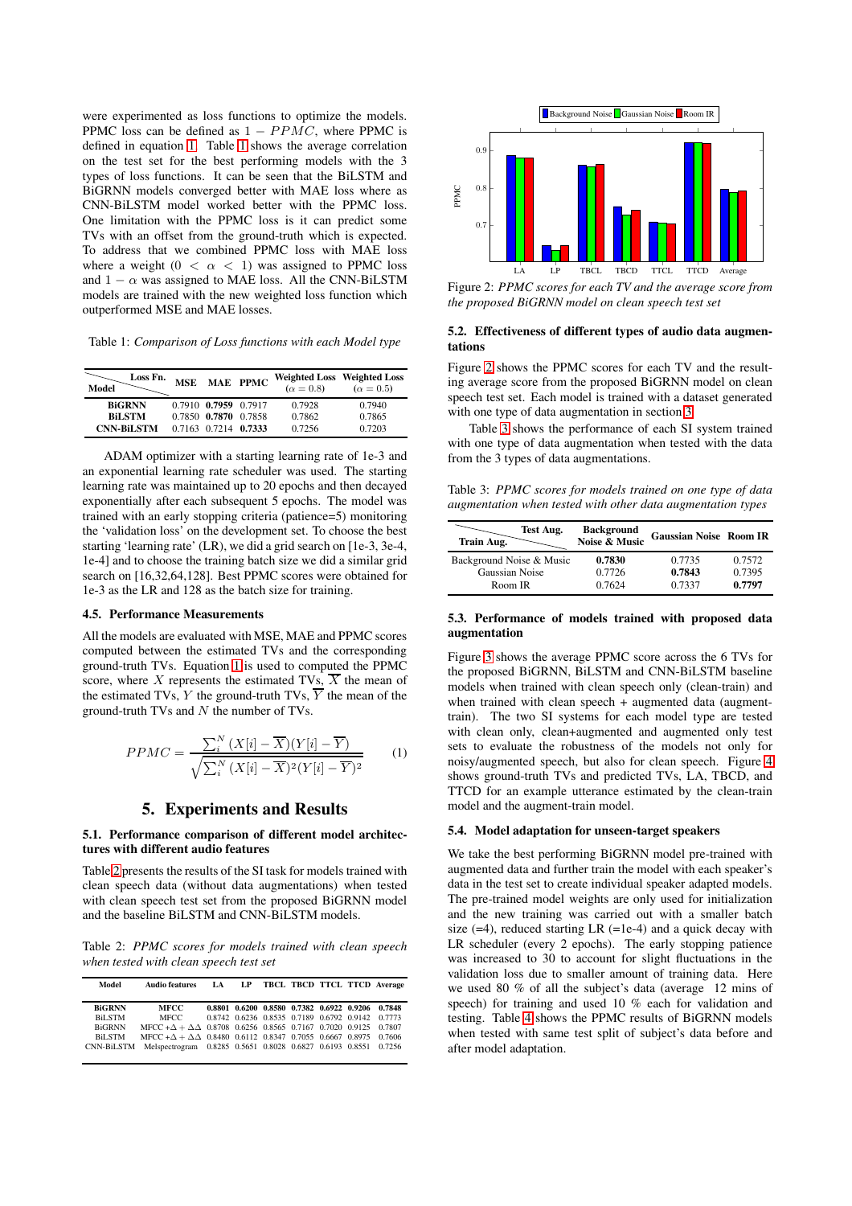were experimented as loss functions to optimize the models. PPMC loss can be defined as $1 - PPMC$, where PPMC is defined in equation 1. Table 1 shows the average correlation on the test set for the best performing models with the 3 types of loss functions. It can be seen that the BiLSTM and BiGRNN models converged better with MAE loss where as CNN-BiLSTM model worked better with the PPMC loss. One limitation with the PPMC loss is it can predict some TVs with an offset from the ground-truth which is expected. To address that we combined PPMC loss with MAE loss where a weight ($0 < \alpha < 1$) was assigned to PPMC loss and $1 - \alpha$ was assigned to MAE loss. All the CNN-BiLSTM models are trained with the new weighted loss function which outperformed MSE and MAE losses.

Table 1: *Comparison of Loss functions with each Model type*

| Model \ Loss Fn. | MSE | MAE | PPMC | Weighted Loss ($\alpha = 0.8$) | Weighted Loss ($\alpha = 0.5$) |
|---|---|---|---|---|---|
| **BiGRNN** | 0.7910 | **0.7959** | 0.7917 | 0.7928 | 0.7940 |
| **BiLSTM** | 0.7850 | **0.7870** | 0.7858 | 0.7862 | 0.7865 |
| **CNN-BiLSTM** | 0.7163 | 0.7214 | **0.7333** | 0.7256 | 0.7203 |

ADAM optimizer with a starting learning rate of 1e-3 and an exponential learning rate scheduler was used. The starting learning rate was maintained up to 20 epochs and then decayed exponentially after each subsequent 5 epochs. The model was trained with an early stopping criteria (patience=5) monitoring the 'validation loss' on the development set. To choose the best starting 'learning rate' (LR), we did a grid search on [1e-3, 3e-4, 1e-4] and to choose the training batch size we did a similar grid search on [16,32,64,128]. Best PPMC scores were obtained for 1e-3 as the LR and 128 as the batch size for training.

### 4.5. Performance Measurements

All the models are evaluated with MSE, MAE and PPMC scores computed between the estimated TVs and the corresponding ground-truth TVs. Equation 1 is used to computed the PPMC score, where $X$ represents the estimated TVs, $\overline{X}$ the mean of the estimated TVs, $Y$ the ground-truth TVs, $\overline{Y}$ the mean of the ground-truth TVs and $N$ the number of TVs.

$$PPMC = \frac{\sum_{i}^{N}(X[i] - \overline{X})(Y[i] - \overline{Y})}{\sqrt{\sum_{i}^{N}(X[i] - \overline{X})^2(Y[i] - \overline{Y})^2}} \quad (1)$$

## 5. Experiments and Results

### 5.1. Performance comparison of different model architectures with different audio features

Table 2 presents the results of the SI task for models trained with clean speech data (without data augmentations) when tested with clean speech test set from the proposed BiGRNN model and the baseline BiLSTM and CNN-BiLSTM models.

Table 2: *PPMC scores for models trained with clean speech when tested with clean speech test set*

| Model | Audio features | LA | LP | TBCL | TBCD | TTCL | TTCD | Average |
|---|---|---|---|---|---|---|---|---|
| **BiGRNN** | **MFCC** | **0.8801** | **0.6200** | **0.8580** | **0.7382** | **0.6922** | **0.9206** | **0.7848** |
| BiLSTM | MFCC | 0.8742 | 0.6236 | 0.8535 | 0.7189 | 0.6792 | 0.9142 | 0.7773 |
| BiGRNN | MFCC $+\Delta + \Delta\Delta$ | 0.8708 | 0.6256 | 0.8565 | 0.7167 | 0.7020 | 0.9125 | 0.7807 |
| BiLSTM | MFCC $+\Delta + \Delta\Delta$ | 0.8480 | 0.6112 | 0.8347 | 0.7055 | 0.6667 | 0.8975 | 0.7606 |
| CNN-BiLSTM | Melspectrogram | 0.8285 | 0.5651 | 0.8028 | 0.6827 | 0.6193 | 0.8551 | 0.7256 |

Figure 2: *PPMC scores for each TV and the average score from the proposed BiGRNN model on clean speech test set*

### 5.2. Effectiveness of different types of audio data augmentations

Figure 2 shows the PPMC scores for each TV and the resulting average score from the proposed BiGRNN model on clean speech test set. Each model is trained with a dataset generated with one type of data augmentation in section 3.

Table 3 shows the performance of each SI system trained with one type of data augmentation when tested with the data from the 3 types of data augmentations.

Table 3: *PPMC scores for models trained on one type of data augmentation when tested with other data augmentation types*

| Train Aug. \ Test Aug. | Background Noise & Music | Gaussian Noise | Room IR |
|---|---|---|---|
| Background Noise & Music | **0.7830** | 0.7735 | 0.7572 |
| Gaussian Noise | 0.7726 | **0.7843** | 0.7395 |
| Room IR | 0.7624 | 0.7337 | **0.7797** |

### 5.3. Performance of models trained with proposed data augmentation

Figure 3 shows the average PPMC score across the 6 TVs for the proposed BiGRNN, BiLSTM and CNN-BiLSTM baseline models when trained with clean speech only (clean-train) and when trained with clean speech + augmented data (augment-train). The two SI systems for each model type are tested with clean only, clean+augmented and augmented only test sets to evaluate the robustness of the models not only for noisy/augmented speech, but also for clean speech. Figure 4 shows ground-truth TVs and predicted TVs, LA, TBCD, and TTCD for an example utterance estimated by the clean-train model and the augment-train model.

### 5.4. Model adaptation for unseen-target speakers

We take the best performing BiGRNN model pre-trained with augmented data and further train the model with each speaker's data in the test set to create individual speaker adapted models. The pre-trained model weights are only used for initialization and the new training was carried out with a smaller batch size (=4), reduced starting LR (=1e-4) and a quick decay with LR scheduler (every 2 epochs). The early stopping patience was increased to 30 to account for slight fluctuations in the validation loss due to smaller amount of training data. Here we used 80 % of all the subject's data (average 12 mins of speech) for training and used 10 % each for validation and testing. Table 4 shows the PPMC results of BiGRNN models when tested with same test split of subject's data before and after model adaptation.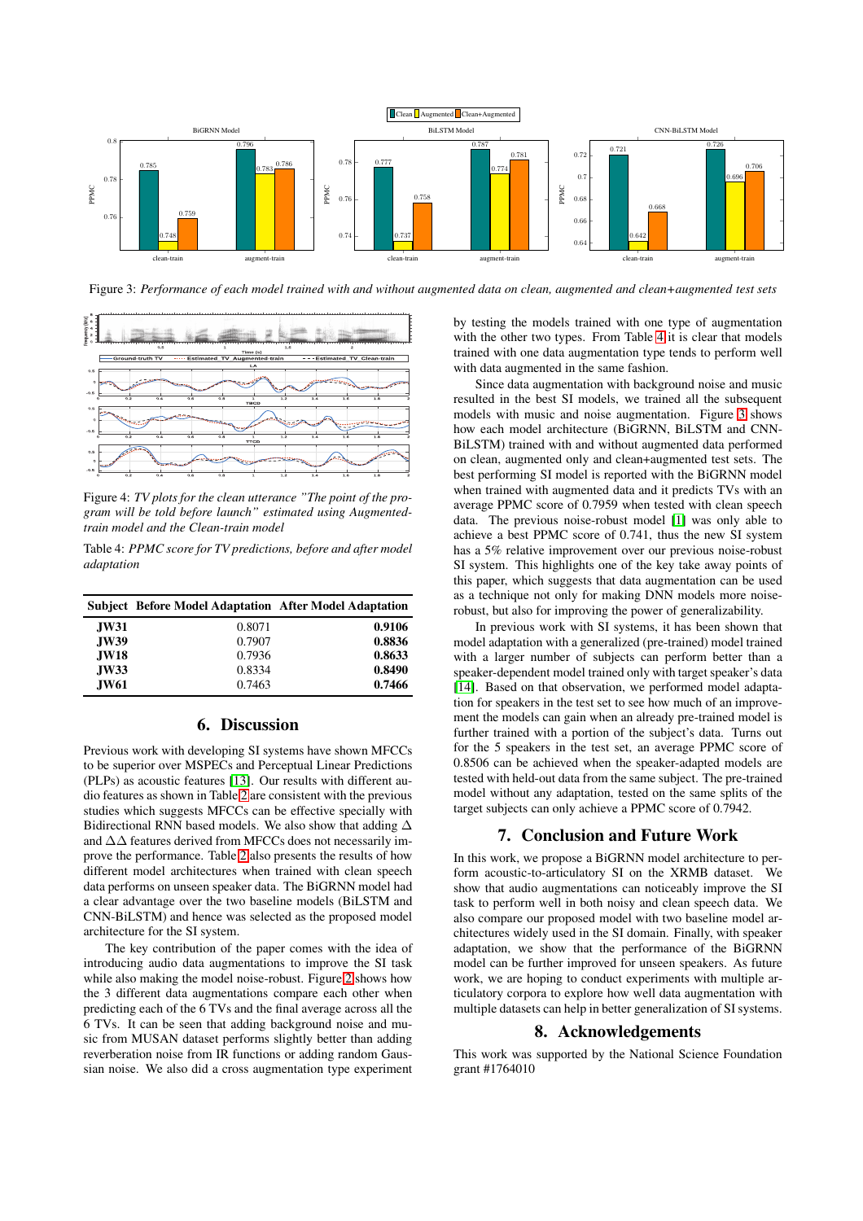Figure 3: *Performance of each model trained with and without augmented data on clean, augmented and clean+augmented test sets*

Figure 4: *TV plots for the clean utterance "The point of the program will be told before launch" estimated using Augmented-train model and the Clean-train model*

Table 4: *PPMC score for TV predictions, before and after model adaptation*

| Subject | Before Model Adaptation | After Model Adaptation |
|---|---|---|
| **JW31** | 0.8071 | **0.9106** |
| **JW39** | 0.7907 | **0.8836** |
| **JW18** | 0.7936 | **0.8633** |
| **JW33** | 0.8334 | **0.8490** |
| **JW61** | 0.7463 | **0.7466** |

## 6. Discussion

Previous work with developing SI systems have shown MFCCs to be superior over MSPECs and Perceptual Linear Predictions (PLPs) as acoustic features [13]. Our results with different audio features as shown in Table 2 are consistent with the previous studies which suggests MFCCs can be effective specially with Bidirectional RNN based models. We also show that adding $\Delta$ and $\Delta\Delta$ features derived from MFCCs does not necessarily improve the performance. Table 2 also presents the results of how different model architectures when trained with clean speech data performs on unseen speaker data. The BiGRNN model had a clear advantage over the two baseline models (BiLSTM and CNN-BiLSTM) and hence was selected as the proposed model architecture for the SI system.

The key contribution of the paper comes with the idea of introducing audio data augmentations to improve the SI task while also making the model noise-robust. Figure 2 shows how the 3 different data augmentations compare each other when predicting each of the 6 TVs and the final average across all the 6 TVs. It can be seen that adding background noise and music from MUSAN dataset performs slightly better than adding reverberation noise from IR functions or adding random Gaussian noise. We also did a cross augmentation type experiment by testing the models trained with one type of augmentation with the other two types. From Table 4 it is clear that models trained with one data augmentation type tends to perform well with data augmented in the same fashion.

Since data augmentation with background noise and music resulted in the best SI models, we trained all the subsequent models with music and noise augmentation. Figure 3 shows how each model architecture (BiGRNN, BiLSTM and CNN-BiLSTM) trained with and without augmented data performed on clean, augmented only and clean+augmented test sets. The best performing SI model is reported with the BiGRNN model when trained with augmented data and it predicts TVs with an average PPMC score of 0.7959 when tested with clean speech data. The previous noise-robust model [1] was only able to achieve a best PPMC score of 0.741, thus the new SI system has a 5% relative improvement over our previous noise-robust SI system. This highlights one of the key take away points of this paper, which suggests that data augmentation can be used as a technique not only for making DNN models more noise-robust, but also for improving the power of generalizability.

In previous work with SI systems, it has been shown that model adaptation with a generalized (pre-trained) model trained with a larger number of subjects can perform better than a speaker-dependent model trained only with target speaker's data [14]. Based on that observation, we performed model adaptation for speakers in the test set to see how much of an improvement the models can gain when an already pre-trained model is further trained with a portion of the subject's data. Turns out for the 5 speakers in the test set, an average PPMC score of 0.8506 can be achieved when the speaker-adapted models are tested with held-out data from the same subject. The pre-trained model without any adaptation, tested on the same splits of the target subjects can only achieve a PPMC score of 0.7942.

## 7. Conclusion and Future Work

In this work, we propose a BiGRNN model architecture to perform acoustic-to-articulatory SI on the XRMB dataset. We show that audio augmentations can noticeably improve the SI task to perform well in both noisy and clean speech data. We also compare our proposed model with two baseline model architectures widely used in the SI domain. Finally, with speaker adaptation, we show that the performance of the BiGRNN model can be further improved for unseen speakers. As future work, we are hoping to conduct experiments with multiple articulatory corpora to explore how well data augmentation with multiple datasets can help in better generalization of SI systems.

## 8. Acknowledgements

This work was supported by the National Science Foundation grant #1764010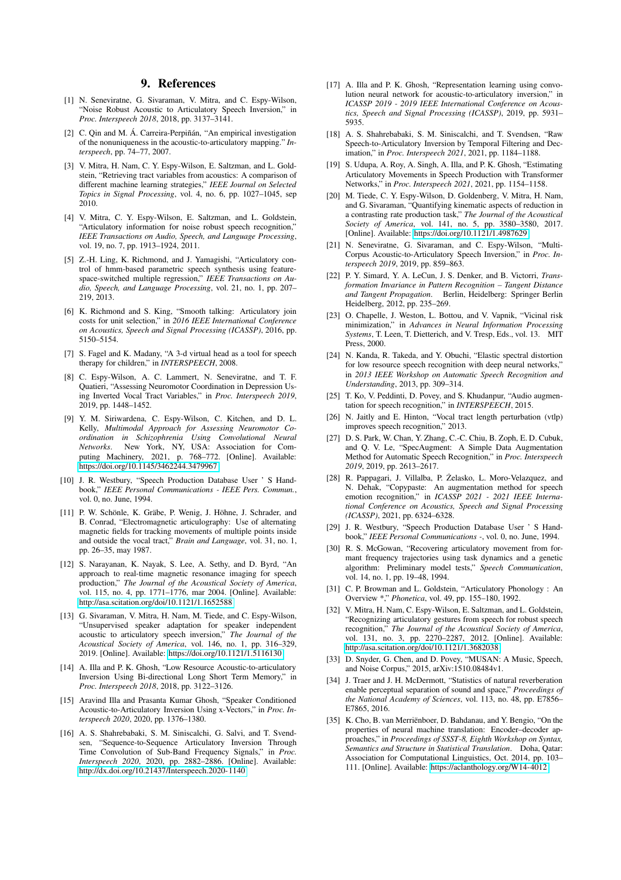## 9. References

[1] N. Seneviratne, G. Sivaraman, V. Mitra, and C. Espy-Wilson, "Noise Robust Acoustic to Articulatory Speech Inversion," in *Proc. Interspeech 2018*, 2018, pp. 3137–3141.

[2] C. Qin and M. Á. Carreira-Perpiñán, "An empirical investigation of the nonuniqueness in the acoustic-to-articulatory mapping." *Interspeech*, pp. 74–77, 2007.

[3] V. Mitra, H. Nam, C. Y. Espy-Wilson, E. Saltzman, and L. Goldstein, "Retrieving tract variables from acoustics: A comparison of different machine learning strategies," *IEEE Journal on Selected Topics in Signal Processing*, vol. 4, no. 6, pp. 1027–1045, sep 2010.

[4] V. Mitra, C. Y. Espy-Wilson, E. Saltzman, and L. Goldstein, "Articulatory information for noise robust speech recognition," *IEEE Transactions on Audio, Speech, and Language Processing*, vol. 19, no. 7, pp. 1913–1924, 2011.

[5] Z.-H. Ling, K. Richmond, and J. Yamagishi, "Articulatory control of hmm-based parametric speech synthesis using feature-space-switched multiple regression," *IEEE Transactions on Audio, Speech, and Language Processing*, vol. 21, no. 1, pp. 207–219, 2013.

[6] K. Richmond and S. King, "Smooth talking: Articulatory join costs for unit selection," in *2016 IEEE International Conference on Acoustics, Speech and Signal Processing (ICASSP)*, 2016, pp. 5150–5154.

[7] S. Fagel and K. Madany, "A 3-d virtual head as a tool for speech therapy for children," in *INTERSPEECH*, 2008.

[8] C. Espy-Wilson, A. C. Lammert, N. Seneviratne, and T. F. Quatieri, "Assessing Neuromotor Coordination in Depression Using Inverted Vocal Tract Variables," in *Proc. Interspeech 2019*, 2019, pp. 1448–1452.

[9] Y. M. Siriwardena, C. Espy-Wilson, C. Kitchen, and D. L. Kelly, *Multimodal Approach for Assessing Neuromotor Coordination in Schizophrenia Using Convolutional Neural Networks*. New York, NY, USA: Association for Computing Machinery, 2021, p. 768–772. [Online]. Available: https://doi.org/10.1145/3462244.3479967

[10] J. R. Westbury, "Speech Production Database User ' S Handbook," *IEEE Personal Communications - IEEE Pers. Commun.*, vol. 0, no. June, 1994.

[11] P. W. Schönle, K. Gräbe, P. Wenig, J. Höhne, J. Schrader, and B. Conrad, "Electromagnetic articulography: Use of alternating magnetic fields for tracking movements of multiple points inside and outside the vocal tract," *Brain and Language*, vol. 31, no. 1, pp. 26–35, may 1987.

[12] S. Narayanan, K. Nayak, S. Lee, A. Sethy, and D. Byrd, "An approach to real-time magnetic resonance imaging for speech production," *The Journal of the Acoustical Society of America*, vol. 115, no. 4, pp. 1771–1776, mar 2004. [Online]. Available: http://asa.scitation.org/doi/10.1121/1.1652588

[13] G. Sivaraman, V. Mitra, H. Nam, M. Tiede, and C. Espy-Wilson, "Unsupervised speaker adaptation for speaker independent acoustic to articulatory speech inversion," *The Journal of the Acoustical Society of America*, vol. 146, no. 1, pp. 316–329, 2019. [Online]. Available: https://doi.org/10.1121/1.5116130

[14] A. Illa and P. K. Ghosh, "Low Resource Acoustic-to-articulatory Inversion Using Bi-directional Long Short Term Memory," in *Proc. Interspeech 2018*, 2018, pp. 3122–3126.

[15] Aravind Illa and Prasanta Kumar Ghosh, "Speaker Conditioned Acoustic-to-Articulatory Inversion Using x-Vectors," in *Proc. Interspeech 2020*, 2020, pp. 1376–1380.

[16] A. S. Shahrebabaki, S. M. Siniscalchi, G. Salvi, and T. Svendsen, "Sequence-to-Sequence Articulatory Inversion Through Time Convolution of Sub-Band Frequency Signals," in *Proc. Interspeech 2020*, 2020, pp. 2882–2886. [Online]. Available: http://dx.doi.org/10.21437/Interspeech.2020-1140

[17] A. Illa and P. K. Ghosh, "Representation learning using convolution neural network for acoustic-to-articulatory inversion," in *ICASSP 2019 - 2019 IEEE International Conference on Acoustics, Speech and Signal Processing (ICASSP)*, 2019, pp. 5931–5935.

[18] A. S. Shahrebabaki, S. M. Siniscalchi, and T. Svendsen, "Raw Speech-to-Articulatory Inversion by Temporal Filtering and Decimation," in *Proc. Interspeech 2021*, 2021, pp. 1184–1188.

[19] S. Udupa, A. Roy, A. Singh, A. Illa, and P. K. Ghosh, "Estimating Articulatory Movements in Speech Production with Transformer Networks," in *Proc. Interspeech 2021*, 2021, pp. 1154–1158.

[20] M. Tiede, C. Y. Espy-Wilson, D. Goldenberg, V. Mitra, H. Nam, and G. Sivaraman, "Quantifying kinematic aspects of reduction in a contrasting rate production task," *The Journal of the Acoustical Society of America*, vol. 141, no. 5, pp. 3580–3580, 2017. [Online]. Available: https://doi.org/10.1121/1.4987629

[21] N. Seneviratne, G. Sivaraman, and C. Espy-Wilson, "Multi-Corpus Acoustic-to-Articulatory Speech Inversion," in *Proc. Interspeech 2019*, 2019, pp. 859–863.

[22] P. Y. Simard, Y. A. LeCun, J. S. Denker, and B. Victorri, *Transformation Invariance in Pattern Recognition – Tangent Distance and Tangent Propagation*. Berlin, Heidelberg: Springer Berlin Heidelberg, 2012, pp. 235–269.

[23] O. Chapelle, J. Weston, L. Bottou, and V. Vapnik, "Vicinal risk minimization," in *Advances in Neural Information Processing Systems*, T. Leen, T. Dietterich, and V. Tresp, Eds., vol. 13. MIT Press, 2000.

[24] N. Kanda, R. Takeda, and Y. Obuchi, "Elastic spectral distortion for low resource speech recognition with deep neural networks," in *2013 IEEE Workshop on Automatic Speech Recognition and Understanding*, 2013, pp. 309–314.

[25] T. Ko, V. Peddinti, D. Povey, and S. Khudanpur, "Audio augmentation for speech recognition," in *INTERSPEECH*, 2015.

[26] N. Jaitly and E. Hinton, "Vocal tract length perturbation (vtlp) improves speech recognition," 2013.

[27] D. S. Park, W. Chan, Y. Zhang, C.-C. Chiu, B. Zoph, E. D. Cubuk, and Q. V. Le, "SpecAugment: A Simple Data Augmentation Method for Automatic Speech Recognition," in *Proc. Interspeech 2019*, 2019, pp. 2613–2617.

[28] R. Pappagari, J. Villalba, P. Żelasko, L. Moro-Velazquez, and N. Dehak, "Copypaste: An augmentation method for speech emotion recognition," in *ICASSP 2021 - 2021 IEEE International Conference on Acoustics, Speech and Signal Processing (ICASSP)*, 2021, pp. 6324–6328.

[29] J. R. Westbury, "Speech Production Database User ' S Handbook," *IEEE Personal Communications* -, vol. 0, no. June, 1994.

[30] R. S. McGowan, "Recovering articulatory movement from formant frequency trajectories using task dynamics and a genetic algorithm: Preliminary model tests," *Speech Communication*, vol. 14, no. 1, pp. 19–48, 1994.

[31] C. P. Browman and L. Goldstein, "Articulatory Phonology : An Overview *," *Phonetica*, vol. 49, pp. 155–180, 1992.

[32] V. Mitra, H. Nam, C. Espy-Wilson, E. Saltzman, and L. Goldstein, "Recognizing articulatory gestures from speech for robust speech recognition," *The Journal of the Acoustical Society of America*, vol. 131, no. 3, pp. 2270–2287, 2012. [Online]. Available: http://asa.scitation.org/doi/10.1121/1.3682038

[33] D. Snyder, G. Chen, and D. Povey, "MUSAN: A Music, Speech, and Noise Corpus," 2015, arXiv:1510.08484v1.

[34] J. Traer and J. H. McDermott, "Statistics of natural reverberation enable perceptual separation of sound and space," *Proceedings of the National Academy of Sciences*, vol. 113, no. 48, pp. E7856–E7865, 2016.

[35] K. Cho, B. van Merriënboer, D. Bahdanau, and Y. Bengio, "On the properties of neural machine translation: Encoder–decoder approaches," in *Proceedings of SSST-8, Eighth Workshop on Syntax, Semantics and Structure in Statistical Translation*. Doha, Qatar: Association for Computational Linguistics, Oct. 2014, pp. 103–111. [Online]. Available: https://aclanthology.org/W14-4012